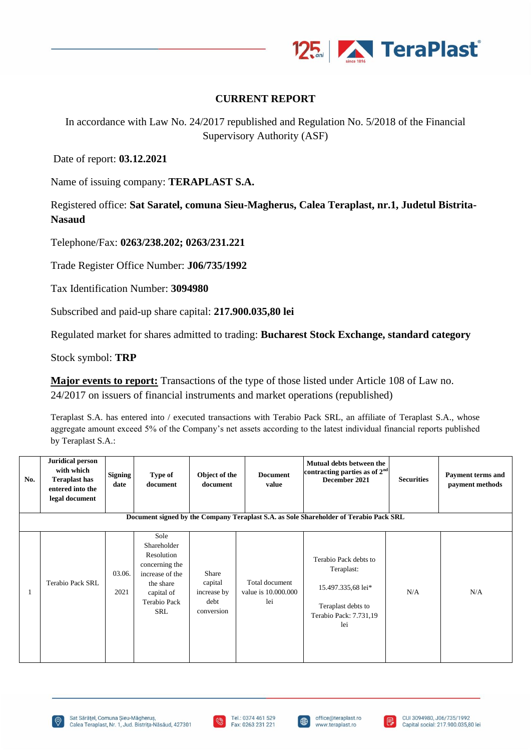## CURRENT REPORT

In accordance with Law No. 24/2017 republished and Regulation No. 5/2018 of the Financial Supervisory Authority (ASF)

Date of report: **03.12.2021**

Name of issuing company: **TERAPLAST S.A.**

Registered office: **Sat Saratel, comuna Sieu-Magherus, Calea Teraplast, nr.1, Judetul Bistrita-Nasaud**

Telephone/Fax: **0263/238.202; 0263/231.221**

Trade Register Office Number: **J06/735/1992**

Tax Identification Number: **3094980**

Subscribed and paid-up share capital: **217.900.035,80 lei**

Regulated market for shares admitted to trading: **Bucharest Stock Exchange, standard category**

Stock symbol: **TRP**

**Major events to report:** Transactions of the type of those listed under Article 108 of Law no. 24/2017 on issuers of financial instruments and market operations (republished)

Teraplast S.A. has entered into / executed transactions with Terabio Pack SRL, an affiliate of Teraplast S.A., whose aggregate amount exceed 5% of the Company's net assets according to the latest individual financial reports published by Teraplast S.A.:

| No. | Juridical person with which Teraplast has entered into the legal document | Signing date | Type of document | Object of the document | Document value | Mutual debts between the contracting parties as of 2nd December 2021 | Securities | Payment terms and payment methods |
|---|---|---|---|---|---|---|---|---|
| **Document signed by the Company Teraplast S.A. as Sole Shareholder of Terabio Pack SRL** | | | | | | | | |
| 1 | Terabio Pack SRL | 03.06.2021 | Sole Shareholder Resolution concerning the increase of the the share capital of Terabio Pack SRL | Share capital increase by debt conversion | Total document value is 10.000.000 lei | Terabio Pack debts to Teraplast: 15.497.335,68 lei* Teraplast debts to Terabio Pack: 7.731,19 lei | N/A | N/A |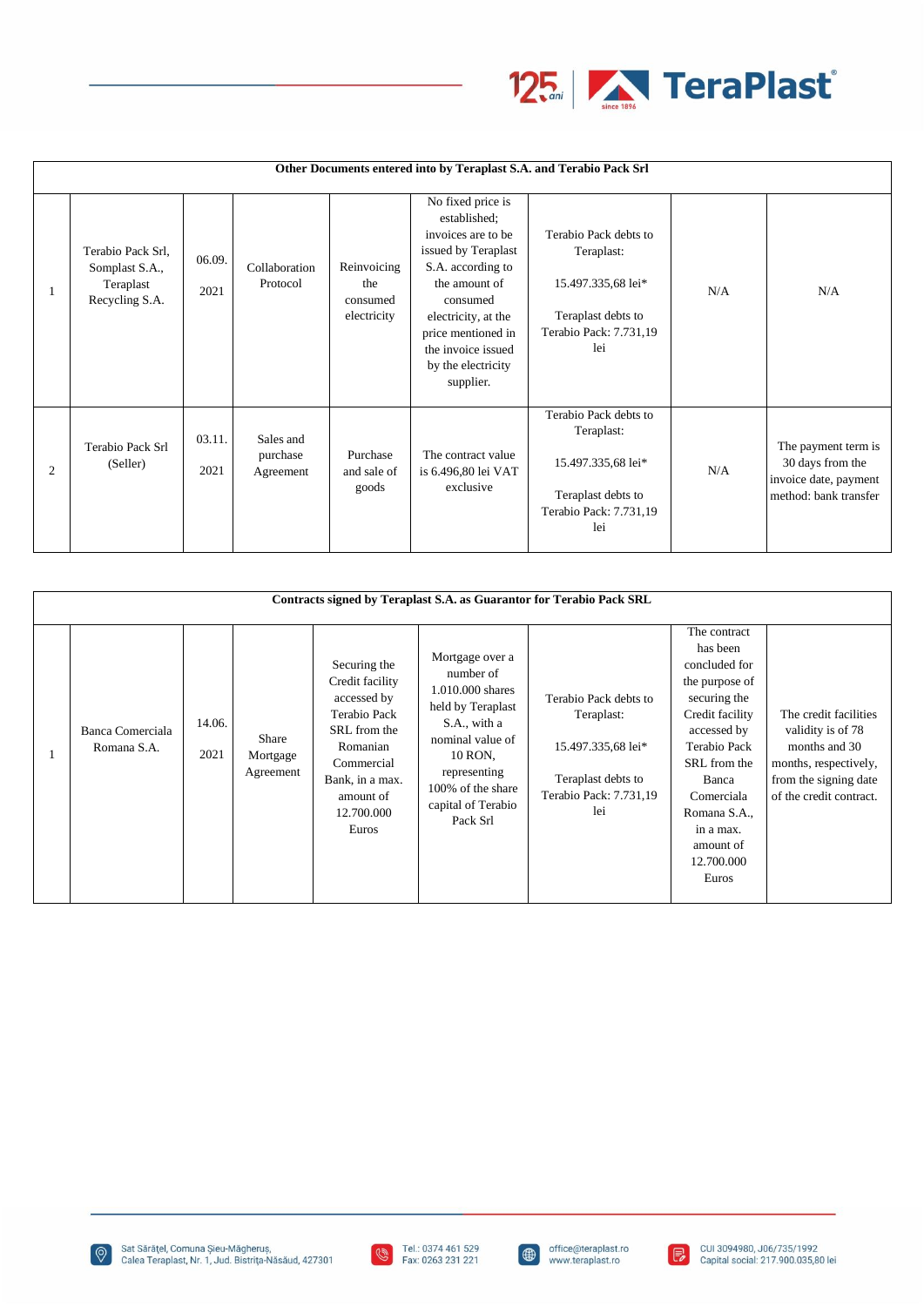| Other Documents entered into by Teraplast S.A. and Terabio Pack Srl | | | | | | | | |
|---|---|---|---|---|---|---|---|---|
| 1 | Terabio Pack Srl, Somplast S.A., Teraplast Recycling S.A. | 06.09. 2021 | Collaboration Protocol | Reinvoicing the consumed electricity | No fixed price is established; invoices are to be issued by Teraplast S.A. according to the amount of electricity consumed electricity, at the price mentioned in the invoice issued by the electricity supplier. | Terabio Pack debts to Teraplast: 15.497.335,68 lei* Teraplast debts to Terabio Pack: 7.731,19 lei | N/A | N/A |
| 2 | Terabio Pack Srl (Seller) | 03.11. 2021 | Sales and purchase Agreement | Purchase and sale of goods | The contract value is 6.496,80 lei VAT exclusive | Terabio Pack debts to Teraplast: 15.497.335,68 lei* Teraplast debts to Terabio Pack: 7.731,19 lei | N/A | The payment term is 30 days from the invoice date, payment method: bank transfer |

| Contracts signed by Teraplast S.A. as Guarantor for Terabio Pack SRL | | | | | | | | |
|---|---|---|---|---|---|---|---|---|
| 1 | Banca Comerciala Romana S.A. | 14.06. 2021 | Share Mortgage Agreement | Securing the Credit facility accessed by Terabio Pack SRL from the Romanian Commercial Bank, in a max. amount of 12.700.000 Euros | Mortgage over a number of 1.010.000 shares held by Teraplast S.A., with a nominal value of 10 RON, representing 100% of the share capital of Terabio Pack Srl | Terabio Pack debts to Teraplast: 15.497.335,68 lei* Teraplast debts to Terabio Pack: 7.731,19 lei | The contract has been concluded for the purpose of securing the Credit facility accessed by Terabio Pack SRL from the Banca Comerciala Romana S.A., in a max. amount of 12.700.000 Euros | The credit facilities validity is of 78 months and 30 months, respectively, from the signing date of the credit contract. |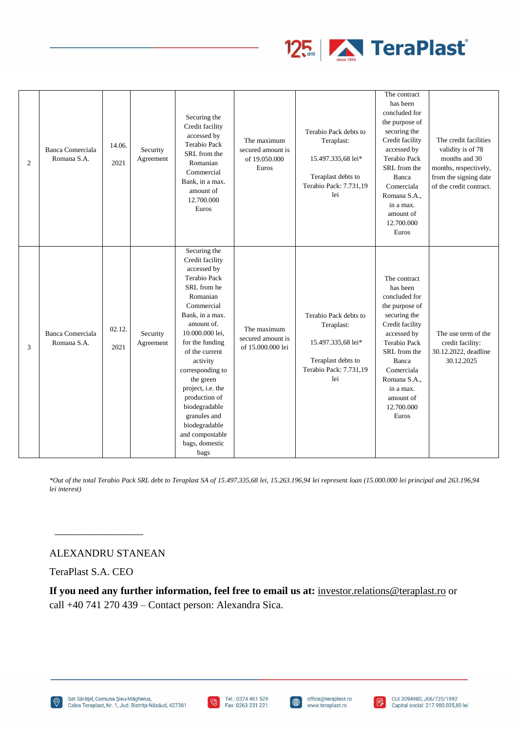| | | | | | | | | |
|---|---|---|---|---|---|---|---|---|
| 2 | Banca Comerciala Romana S.A. | 14.06. 2021 | Security Agreement | Securing the Credit facility accessed by Terabio Pack SRL from the Romanian Commercial Bank, in a max. amount of 12.700.000 Euros | The maximum secured amount is of 19.050.000 Euros | Terabio Pack debts to Teraplast: 15.497.335,68 lei* Teraplast debts to Terabio Pack: 7.731,19 lei | The contract has been concluded for the purpose of securing the Credit facility accessed by Terabio Pack SRL from the Banca Comerciala Romana S.A., in a max. amount of 12.700.000 Euros | The credit facilities validity is of 78 months and 30 months, respectively, from the signing date of the credit contract. |
| 3 | Banca Comerciala Romana S.A. | 02.12. 2021 | Security Agreement | Securing the Credit facility accessed by Terabio Pack SRL from he Romanian Commercial Bank, in a max. amount of. 10.000.000 lei, for the funding of the current activity corresponding to the green project, i.e. the production of biodegradable granules and biodegradable and compostable bags, domestic bags | The maximum secured amount is of 15.000.000 lei | Terabio Pack debts to Teraplast: 15.497.335,68 lei* Teraplast debts to Terabio Pack: 7.731,19 lei | The contract has been concluded for the purpose of securing the Credit facility accessed by Terabio Pack SRL from the Banca Comerciala Romana S.A., in a max. amount of 12.700.000 Euros | The use term of the credit facility: 30.12.2022, deadline 30.12.2025 |

*\*Out of the total Terabio Pack SRL debt to Teraplast SA of 15.497.335,68 lei, 15.263.196,94 lei represent loan (15.000.000 lei principal and 263.196,94 lei interest)*

\_\_\_\_\_\_\_\_\_\_\_\_\_\_\_\_\_\_\_\_

ALEXANDRU STANEAN

TeraPlast S.A. CEO

**If you need any further information, feel free to email us at:** investor.relations@teraplast.ro or call +40 741 270 439 – Contact person: Alexandra Sica.